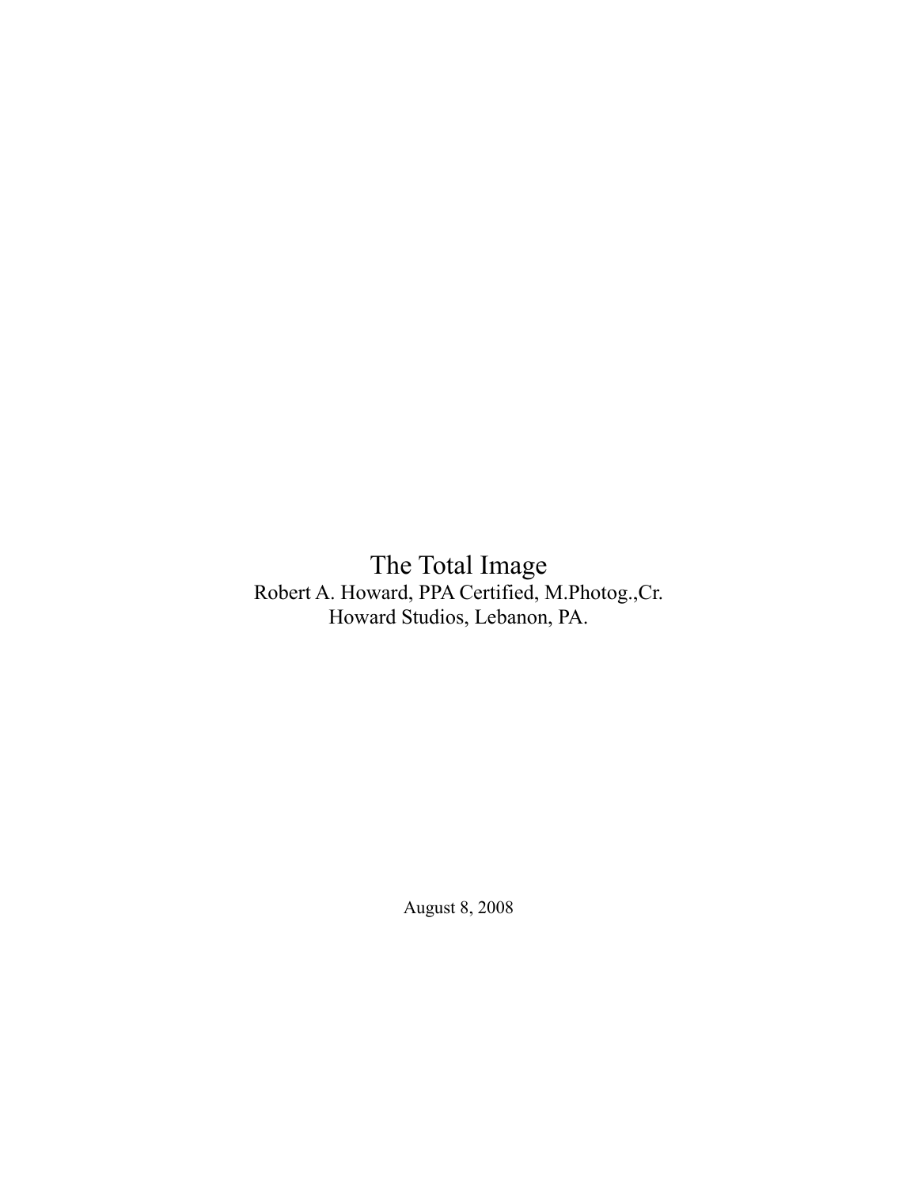# The Total Image

Robert A. Howard, PPA Certified, M.Photog.,Cr.
Howard Studios, Lebanon, PA.

August 8, 2008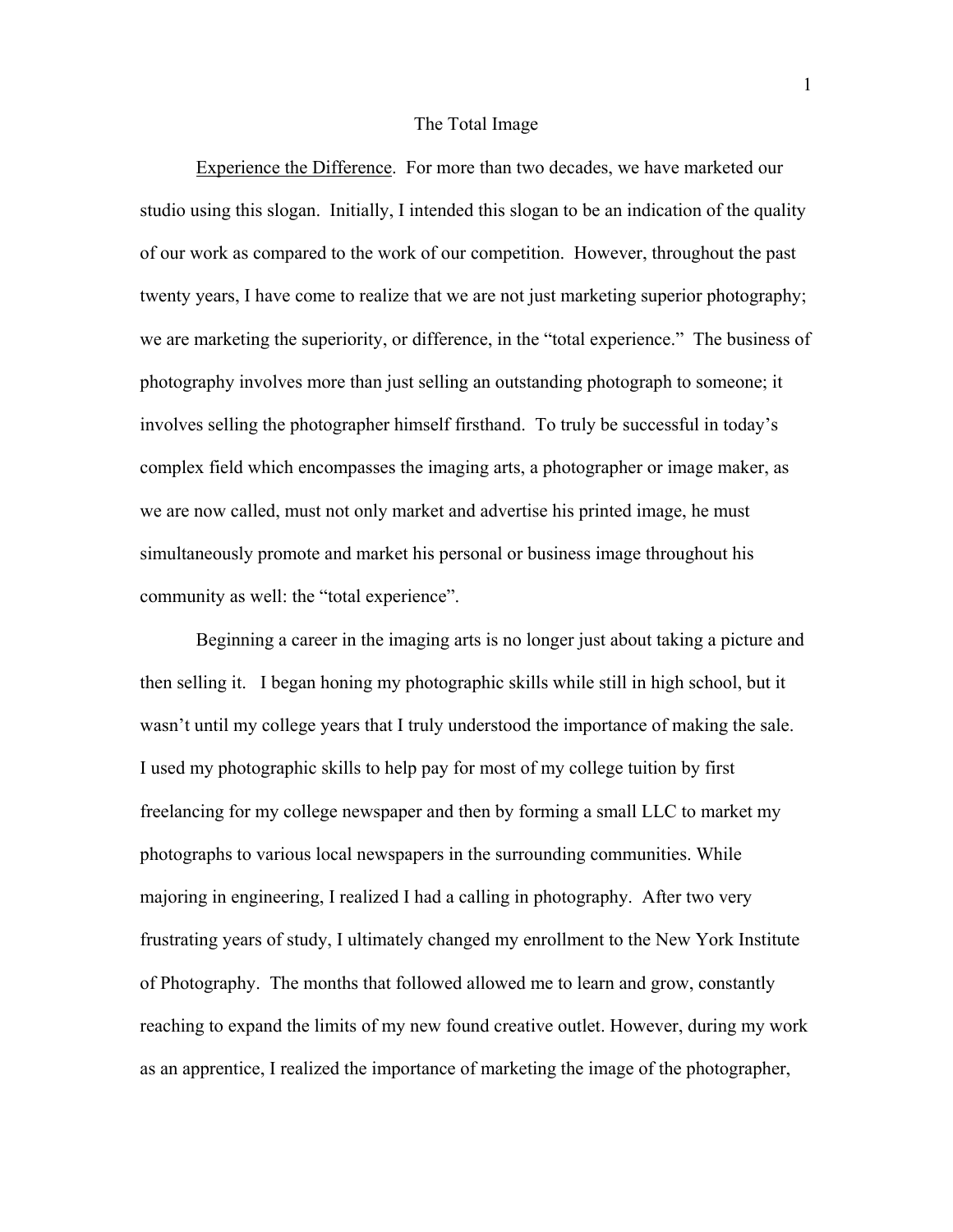# The Total Image

Experience the Difference. For more than two decades, we have marketed our studio using this slogan. Initially, I intended this slogan to be an indication of the quality of our work as compared to the work of our competition. However, throughout the past twenty years, I have come to realize that we are not just marketing superior photography; we are marketing the superiority, or difference, in the "total experience." The business of photography involves more than just selling an outstanding photograph to someone; it involves selling the photographer himself firsthand. To truly be successful in today's complex field which encompasses the imaging arts, a photographer or image maker, as we are now called, must not only market and advertise his printed image, he must simultaneously promote and market his personal or business image throughout his community as well: the "total experience".

Beginning a career in the imaging arts is no longer just about taking a picture and then selling it. I began honing my photographic skills while still in high school, but it wasn't until my college years that I truly understood the importance of making the sale. I used my photographic skills to help pay for most of my college tuition by first freelancing for my college newspaper and then by forming a small LLC to market my photographs to various local newspapers in the surrounding communities. While majoring in engineering, I realized I had a calling in photography. After two very frustrating years of study, I ultimately changed my enrollment to the New York Institute of Photography. The months that followed allowed me to learn and grow, constantly reaching to expand the limits of my new found creative outlet. However, during my work as an apprentice, I realized the importance of marketing the image of the photographer,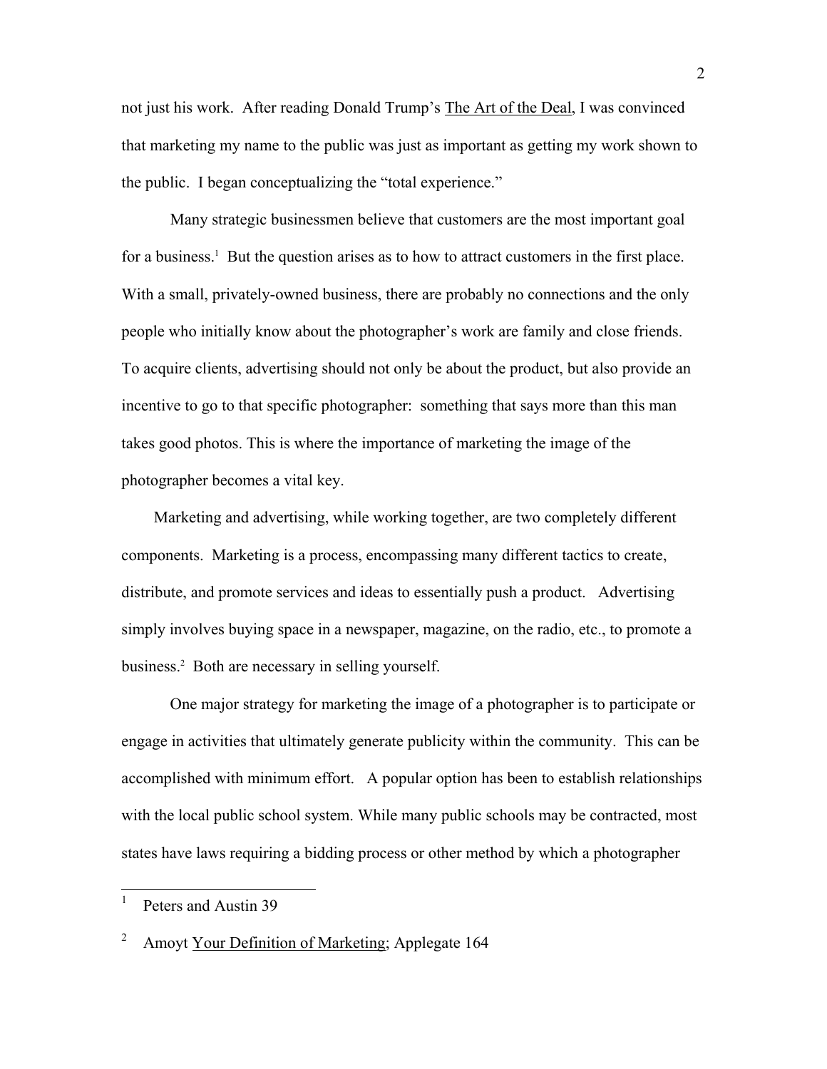not just his work. After reading Donald Trump's The Art of the Deal, I was convinced that marketing my name to the public was just as important as getting my work shown to the public. I began conceptualizing the "total experience."

Many strategic businessmen believe that customers are the most important goal for a business.[1] But the question arises as to how to attract customers in the first place. With a small, privately-owned business, there are probably no connections and the only people who initially know about the photographer's work are family and close friends. To acquire clients, advertising should not only be about the product, but also provide an incentive to go to that specific photographer: something that says more than this man takes good photos. This is where the importance of marketing the image of the photographer becomes a vital key.

Marketing and advertising, while working together, are two completely different components. Marketing is a process, encompassing many different tactics to create, distribute, and promote services and ideas to essentially push a product. Advertising simply involves buying space in a newspaper, magazine, on the radio, etc., to promote a business.[2] Both are necessary in selling yourself.

One major strategy for marketing the image of a photographer is to participate or engage in activities that ultimately generate publicity within the community. This can be accomplished with minimum effort. A popular option has been to establish relationships with the local public school system. While many public schools may be contracted, most states have laws requiring a bidding process or other method by which a photographer

---

[1] Peters and Austin 39

[2] Amoyt Your Definition of Marketing; Applegate 164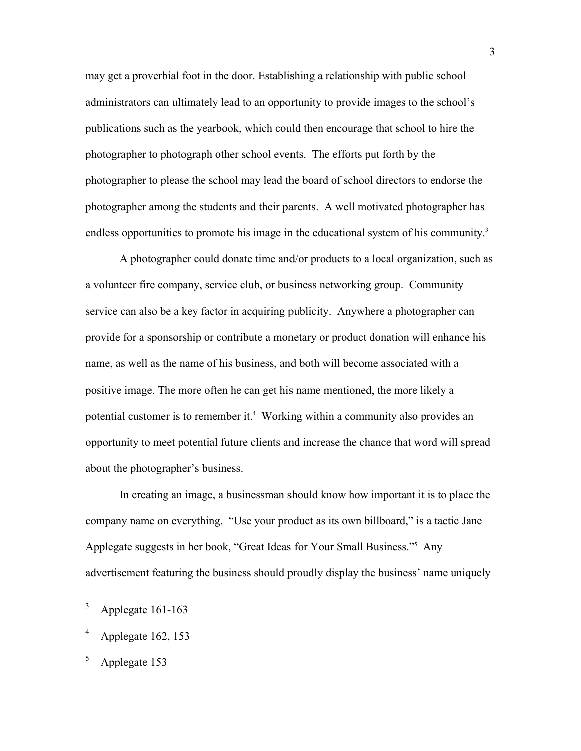may get a proverbial foot in the door. Establishing a relationship with public school administrators can ultimately lead to an opportunity to provide images to the school's publications such as the yearbook, which could then encourage that school to hire the photographer to photograph other school events. The efforts put forth by the photographer to please the school may lead the board of school directors to endorse the photographer among the students and their parents. A well motivated photographer has endless opportunities to promote his image in the educational system of his community.[3]

A photographer could donate time and/or products to a local organization, such as a volunteer fire company, service club, or business networking group. Community service can also be a key factor in acquiring publicity. Anywhere a photographer can provide for a sponsorship or contribute a monetary or product donation will enhance his name, as well as the name of his business, and both will become associated with a positive image. The more often he can get his name mentioned, the more likely a potential customer is to remember it.[4] Working within a community also provides an opportunity to meet potential future clients and increase the chance that word will spread about the photographer's business.

In creating an image, a businessman should know how important it is to place the company name on everything. "Use your product as its own billboard," is a tactic Jane Applegate suggests in her book, <u>"Great Ideas for Your Small Business."</u>[5] Any advertisement featuring the business should proudly display the business' name uniquely

---

[3] Applegate 161-163

[4] Applegate 162, 153

[5] Applegate 153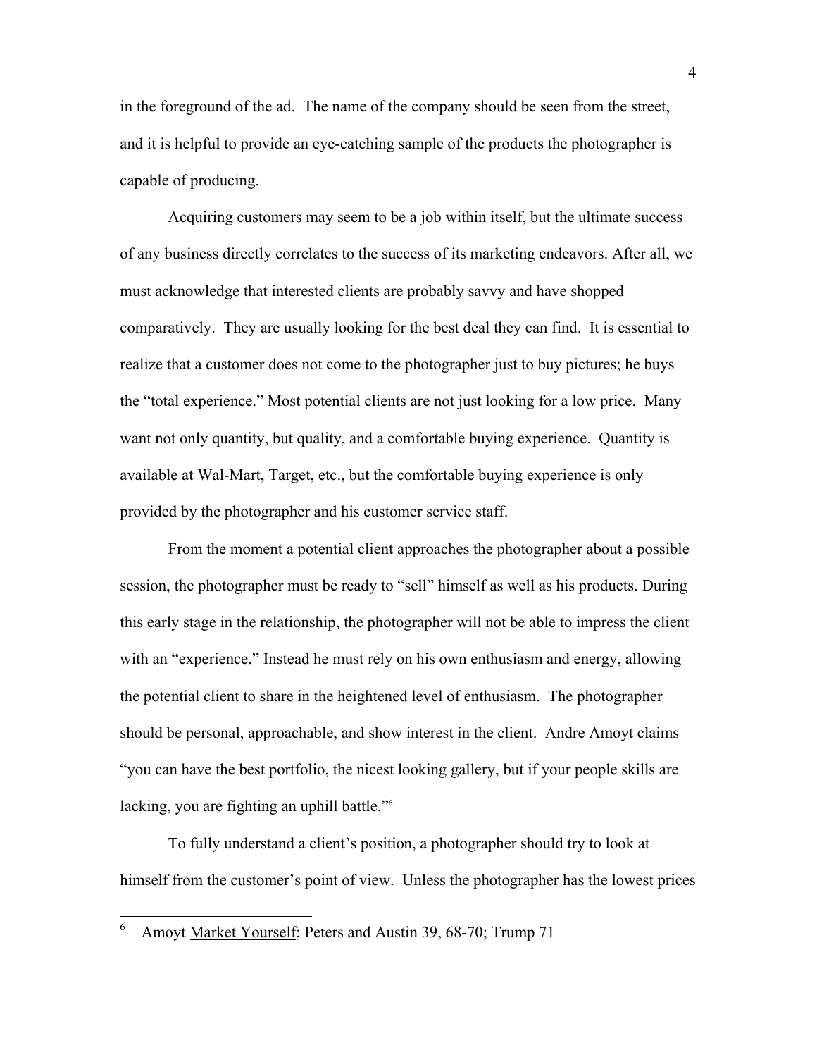in the foreground of the ad. The name of the company should be seen from the street, and it is helpful to provide an eye-catching sample of the products the photographer is capable of producing.

Acquiring customers may seem to be a job within itself, but the ultimate success of any business directly correlates to the success of its marketing endeavors. After all, we must acknowledge that interested clients are probably savvy and have shopped comparatively. They are usually looking for the best deal they can find. It is essential to realize that a customer does not come to the photographer just to buy pictures; he buys the "total experience." Most potential clients are not just looking for a low price. Many want not only quantity, but quality, and a comfortable buying experience. Quantity is available at Wal-Mart, Target, etc., but the comfortable buying experience is only provided by the photographer and his customer service staff.

From the moment a potential client approaches the photographer about a possible session, the photographer must be ready to "sell" himself as well as his products. During this early stage in the relationship, the photographer will not be able to impress the client with an "experience." Instead he must rely on his own enthusiasm and energy, allowing the potential client to share in the heightened level of enthusiasm. The photographer should be personal, approachable, and show interest in the client. Andre Amoyt claims "you can have the best portfolio, the nicest looking gallery, but if your people skills are lacking, you are fighting an uphill battle."[6]

To fully understand a client's position, a photographer should try to look at himself from the customer's point of view. Unless the photographer has the lowest prices

---

[6] Amoyt Market Yourself; Peters and Austin 39, 68-70; Trump 71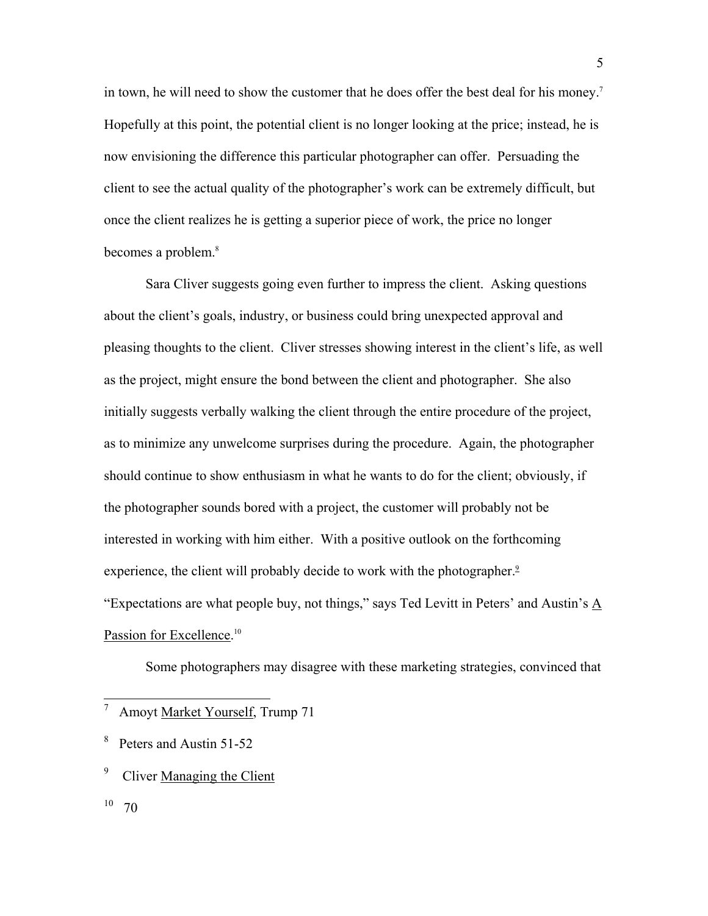in town, he will need to show the customer that he does offer the best deal for his money.[7] Hopefully at this point, the potential client is no longer looking at the price; instead, he is now envisioning the difference this particular photographer can offer. Persuading the client to see the actual quality of the photographer's work can be extremely difficult, but once the client realizes he is getting a superior piece of work, the price no longer becomes a problem.[8]

Sara Cliver suggests going even further to impress the client. Asking questions about the client's goals, industry, or business could bring unexpected approval and pleasing thoughts to the client. Cliver stresses showing interest in the client's life, as well as the project, might ensure the bond between the client and photographer. She also initially suggests verbally walking the client through the entire procedure of the project, as to minimize any unwelcome surprises during the procedure. Again, the photographer should continue to show enthusiasm in what he wants to do for the client; obviously, if the photographer sounds bored with a project, the customer will probably not be interested in working with him either. With a positive outlook on the forthcoming experience, the client will probably decide to work with the photographer.[9] "Expectations are what people buy, not things," says Ted Levitt in Peters' and Austin's A Passion for Excellence.[10]

Some photographers may disagree with these marketing strategies, convinced that

---

[7] Amoyt Market Yourself, Trump 71

[8] Peters and Austin 51-52

[9] Cliver Managing the Client

[10] 70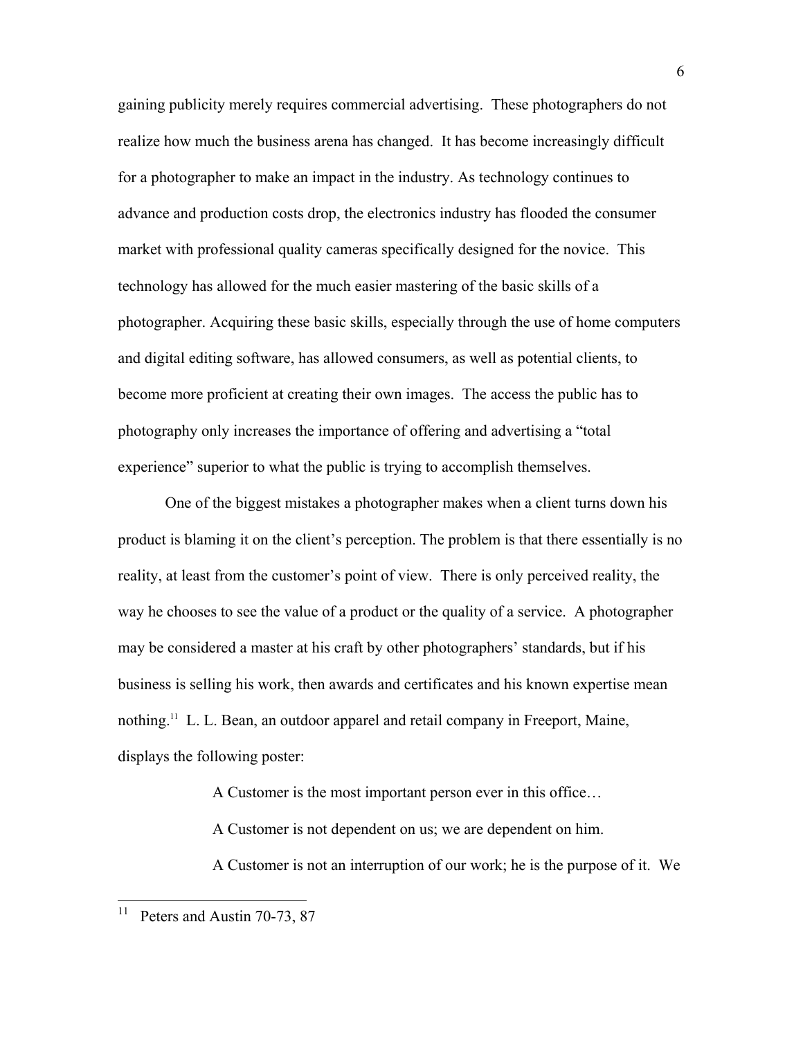gaining publicity merely requires commercial advertising. These photographers do not realize how much the business arena has changed. It has become increasingly difficult for a photographer to make an impact in the industry. As technology continues to advance and production costs drop, the electronics industry has flooded the consumer market with professional quality cameras specifically designed for the novice. This technology has allowed for the much easier mastering of the basic skills of a photographer. Acquiring these basic skills, especially through the use of home computers and digital editing software, has allowed consumers, as well as potential clients, to become more proficient at creating their own images. The access the public has to photography only increases the importance of offering and advertising a "total experience" superior to what the public is trying to accomplish themselves.

One of the biggest mistakes a photographer makes when a client turns down his product is blaming it on the client's perception. The problem is that there essentially is no reality, at least from the customer's point of view. There is only perceived reality, the way he chooses to see the value of a product or the quality of a service. A photographer may be considered a master at his craft by other photographers' standards, but if his business is selling his work, then awards and certificates and his known expertise mean nothing.[11] L. L. Bean, an outdoor apparel and retail company in Freeport, Maine, displays the following poster:

> A Customer is the most important person ever in this office…
>
> A Customer is not dependent on us; we are dependent on him.
>
> A Customer is not an interruption of our work; he is the purpose of it. We

---

[11] Peters and Austin 70-73, 87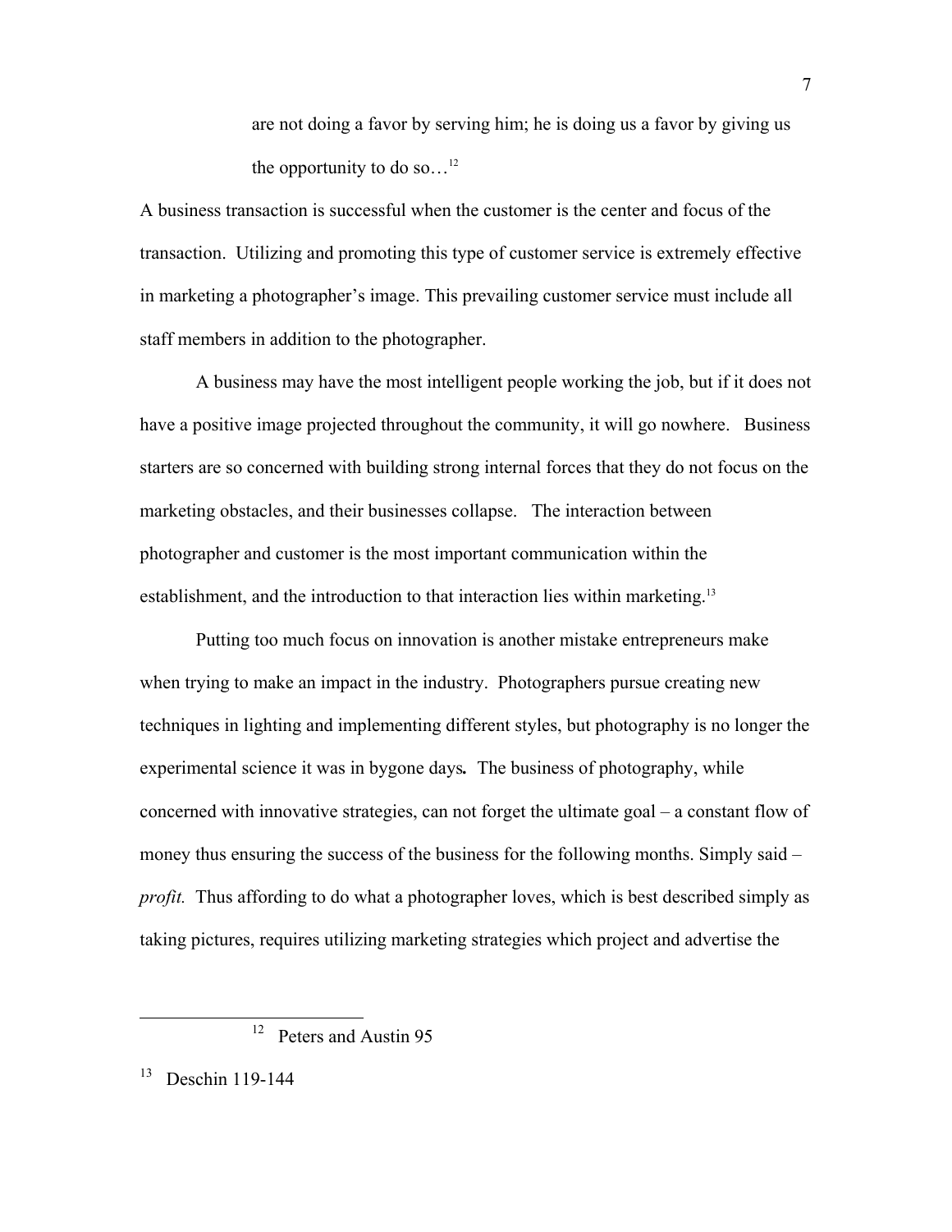> are not doing a favor by serving him; he is doing us a favor by giving us the opportunity to do so…[12]

A business transaction is successful when the customer is the center and focus of the transaction. Utilizing and promoting this type of customer service is extremely effective in marketing a photographer's image. This prevailing customer service must include all staff members in addition to the photographer.

A business may have the most intelligent people working the job, but if it does not have a positive image projected throughout the community, it will go nowhere. Business starters are so concerned with building strong internal forces that they do not focus on the marketing obstacles, and their businesses collapse. The interaction between photographer and customer is the most important communication within the establishment, and the introduction to that interaction lies within marketing.[13]

Putting too much focus on innovation is another mistake entrepreneurs make when trying to make an impact in the industry. Photographers pursue creating new techniques in lighting and implementing different styles, but photography is no longer the experimental science it was in bygone days**.** The business of photography, while concerned with innovative strategies, can not forget the ultimate goal – a constant flow of money thus ensuring the success of the business for the following months. Simply said – *profit.* Thus affording to do what a photographer loves, which is best described simply as taking pictures, requires utilizing marketing strategies which project and advertise the

---

[12] Peters and Austin 95

[13] Deschin 119-144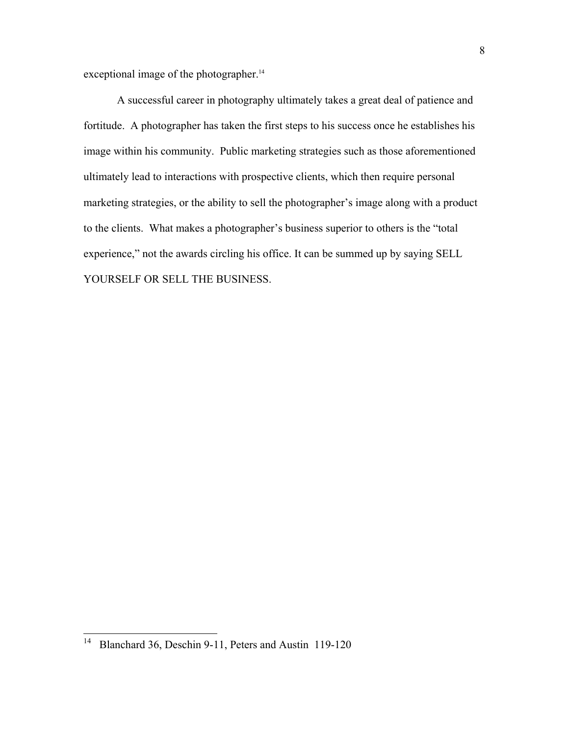exceptional image of the photographer.[14]

A successful career in photography ultimately takes a great deal of patience and fortitude. A photographer has taken the first steps to his success once he establishes his image within his community. Public marketing strategies such as those aforementioned ultimately lead to interactions with prospective clients, which then require personal marketing strategies, or the ability to sell the photographer's image along with a product to the clients. What makes a photographer's business superior to others is the "total experience," not the awards circling his office. It can be summed up by saying SELL YOURSELF OR SELL THE BUSINESS.

---

[14] Blanchard 36, Deschin 9-11, Peters and Austin 119-120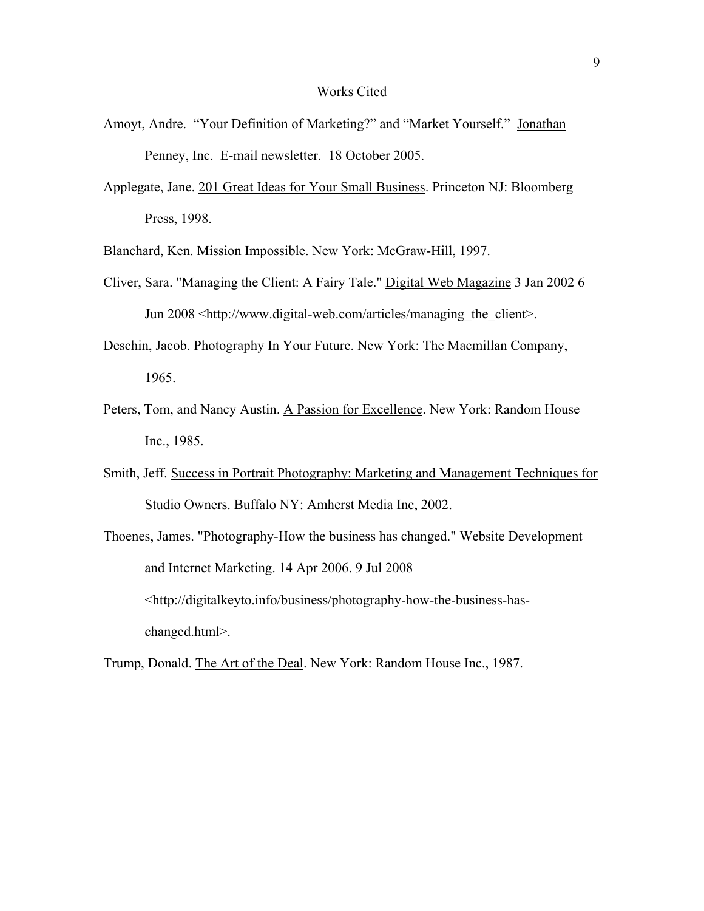# Works Cited

Amoyt, Andre. "Your Definition of Marketing?" and "Market Yourself." Jonathan Penney, Inc. E-mail newsletter. 18 October 2005.

Applegate, Jane. 201 Great Ideas for Your Small Business. Princeton NJ: Bloomberg Press, 1998.

Blanchard, Ken. Mission Impossible. New York: McGraw-Hill, 1997.

Cliver, Sara. "Managing the Client: A Fairy Tale." Digital Web Magazine 3 Jan 2002 6 Jun 2008 <http://www.digital-web.com/articles/managing_the_client>.

Deschin, Jacob. Photography In Your Future. New York: The Macmillan Company, 1965.

Peters, Tom, and Nancy Austin. A Passion for Excellence. New York: Random House Inc., 1985.

Smith, Jeff. Success in Portrait Photography: Marketing and Management Techniques for Studio Owners. Buffalo NY: Amherst Media Inc, 2002.

Thoenes, James. "Photography-How the business has changed." Website Development and Internet Marketing. 14 Apr 2006. 9 Jul 2008 <http://digitalkeyto.info/business/photography-how-the-business-has-changed.html>.

Trump, Donald. The Art of the Deal. New York: Random House Inc., 1987.